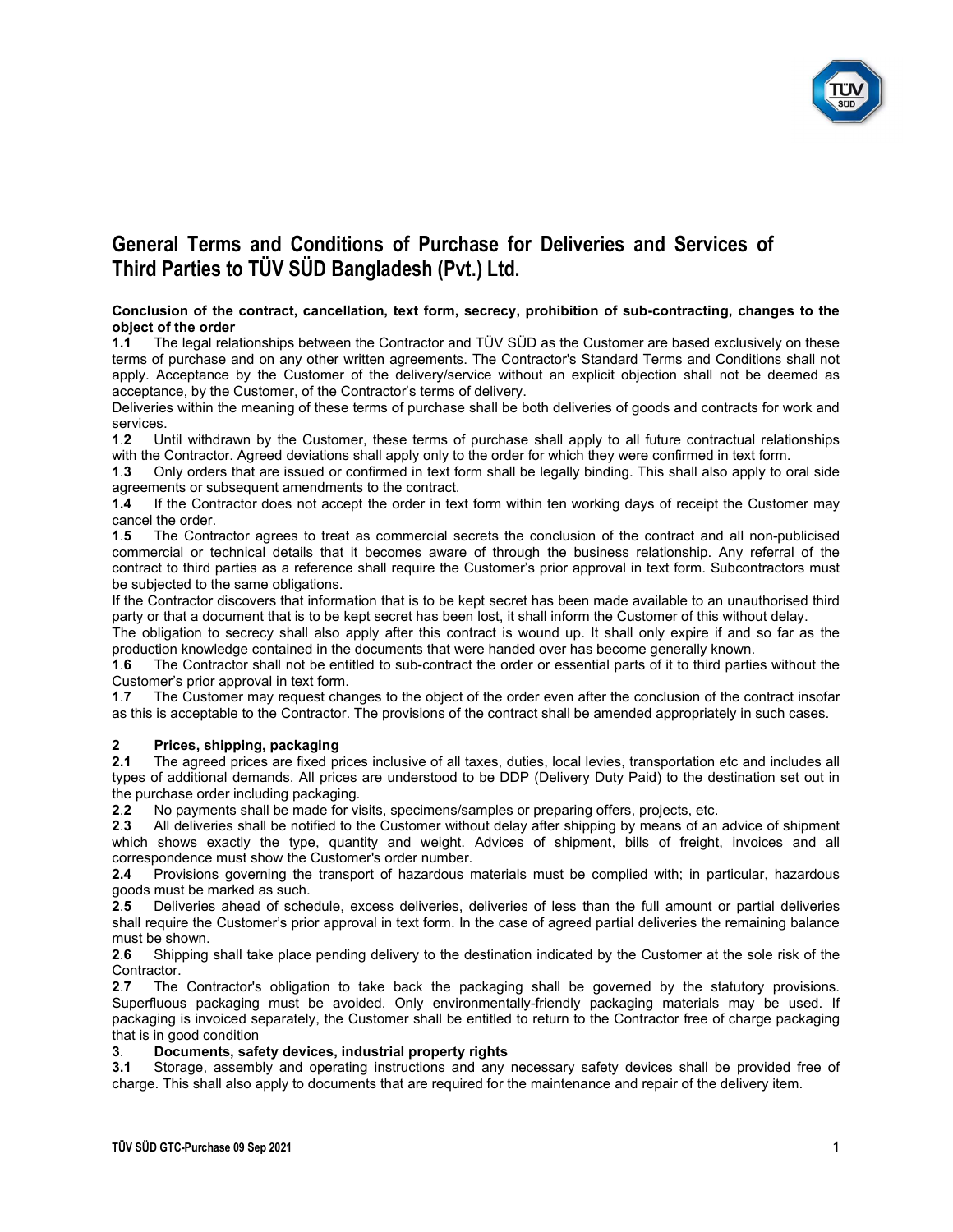# General Terms and Conditions of Purchase for Deliveries and Services of Third Parties to TÜV SÜD Bangladesh (Pvt.) Ltd.

**Conclusion of the contract, cancellation, text form, secrecy, prohibition of sub-contracting, changes to the object of the order**

**1.1** The legal relationships between the Contractor and TÜV SÜD as the Customer are based exclusively on these terms of purchase and on any other written agreements. The Contractor's Standard Terms and Conditions shall not apply. Acceptance by the Customer of the delivery/service without an explicit objection shall not be deemed as acceptance, by the Customer, of the Contractor's terms of delivery.

Deliveries within the meaning of these terms of purchase shall be both deliveries of goods and contracts for work and services.

**1.2** Until withdrawn by the Customer, these terms of purchase shall apply to all future contractual relationships with the Contractor. Agreed deviations shall apply only to the order for which they were confirmed in text form.

**1.3** Only orders that are issued or confirmed in text form shall be legally binding. This shall also apply to oral side agreements or subsequent amendments to the contract.

**1.4** If the Contractor does not accept the order in text form within ten working days of receipt the Customer may cancel the order.

**1.5** The Contractor agrees to treat as commercial secrets the conclusion of the contract and all non-publicised commercial or technical details that it becomes aware of through the business relationship. Any referral of the contract to third parties as a reference shall require the Customer's prior approval in text form. Subcontractors must be subjected to the same obligations.

If the Contractor discovers that information that is to be kept secret has been made available to an unauthorised third party or that a document that is to be kept secret has been lost, it shall inform the Customer of this without delay.

The obligation to secrecy shall also apply after this contract is wound up. It shall only expire if and so far as the production knowledge contained in the documents that were handed over has become generally known.

**1.6** The Contractor shall not be entitled to sub-contract the order or essential parts of it to third parties without the Customer's prior approval in text form.

**1.7** The Customer may request changes to the object of the order even after the conclusion of the contract insofar as this is acceptable to the Contractor. The provisions of the contract shall be amended appropriately in such cases.

## 2 Prices, shipping, packaging

**2.1** The agreed prices are fixed prices inclusive of all taxes, duties, local levies, transportation etc and includes all types of additional demands. All prices are understood to be DDP (Delivery Duty Paid) to the destination set out in the purchase order including packaging.

**2.2** No payments shall be made for visits, specimens/samples or preparing offers, projects, etc.

**2.3** All deliveries shall be notified to the Customer without delay after shipping by means of an advice of shipment which shows exactly the type, quantity and weight. Advices of shipment, bills of freight, invoices and all correspondence must show the Customer's order number.

**2.4** Provisions governing the transport of hazardous materials must be complied with; in particular, hazardous goods must be marked as such.

**2.5** Deliveries ahead of schedule, excess deliveries, deliveries of less than the full amount or partial deliveries shall require the Customer's prior approval in text form. In the case of agreed partial deliveries the remaining balance must be shown.

**2.6** Shipping shall take place pending delivery to the destination indicated by the Customer at the sole risk of the Contractor.

**2.7** The Contractor's obligation to take back the packaging shall be governed by the statutory provisions. Superfluous packaging must be avoided. Only environmentally-friendly packaging materials may be used. If packaging is invoiced separately, the Customer shall be entitled to return to the Contractor free of charge packaging that is in good condition

## 3. Documents, safety devices, industrial property rights

**3.1** Storage, assembly and operating instructions and any necessary safety devices shall be provided free of charge. This shall also apply to documents that are required for the maintenance and repair of the delivery item.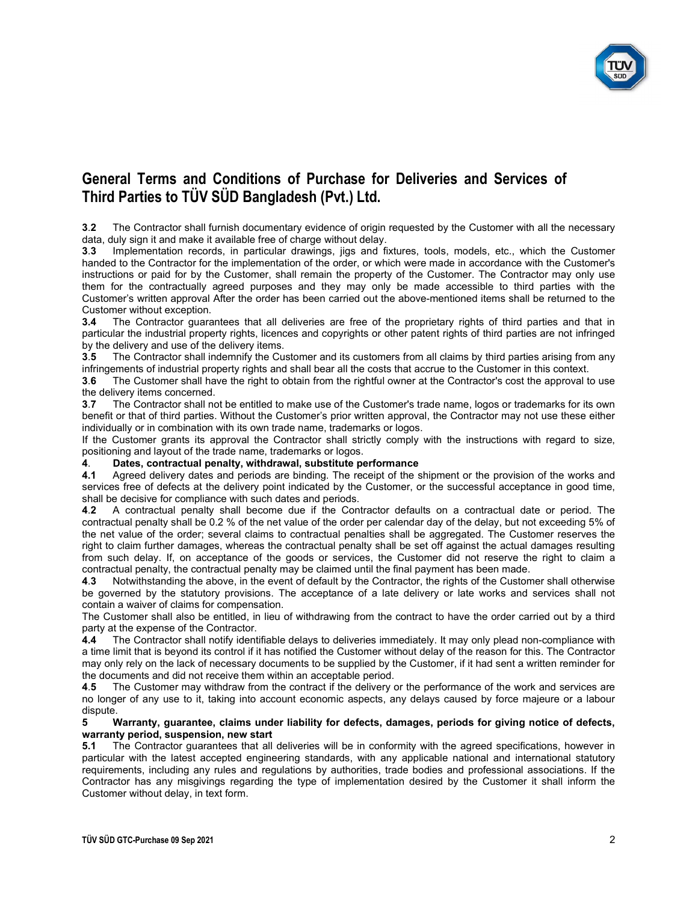# General Terms and Conditions of Purchase for Deliveries and Services of Third Parties to TÜV SÜD Bangladesh (Pvt.) Ltd.

**3.2** The Contractor shall furnish documentary evidence of origin requested by the Customer with all the necessary data, duly sign it and make it available free of charge without delay.

**3.3** Implementation records, in particular drawings, jigs and fixtures, tools, models, etc., which the Customer handed to the Contractor for the implementation of the order, or which were made in accordance with the Customer's instructions or paid for by the Customer, shall remain the property of the Customer. The Contractor may only use them for the contractually agreed purposes and they may only be made accessible to third parties with the Customer's written approval After the order has been carried out the above-mentioned items shall be returned to the Customer without exception.

**3.4** The Contractor guarantees that all deliveries are free of the proprietary rights of third parties and that in particular the industrial property rights, licences and copyrights or other patent rights of third parties are not infringed by the delivery and use of the delivery items.

**3.5** The Contractor shall indemnify the Customer and its customers from all claims by third parties arising from any infringements of industrial property rights and shall bear all the costs that accrue to the Customer in this context.

**3.6** The Customer shall have the right to obtain from the rightful owner at the Contractor's cost the approval to use the delivery items concerned.

**3.7** The Contractor shall not be entitled to make use of the Customer's trade name, logos or trademarks for its own benefit or that of third parties. Without the Customer's prior written approval, the Contractor may not use these either individually or in combination with its own trade name, trademarks or logos.

If the Customer grants its approval the Contractor shall strictly comply with the instructions with regard to size, positioning and layout of the trade name, trademarks or logos.

**4. Dates, contractual penalty, withdrawal, substitute performance**

**4.1** Agreed delivery dates and periods are binding. The receipt of the shipment or the provision of the works and services free of defects at the delivery point indicated by the Customer, or the successful acceptance in good time, shall be decisive for compliance with such dates and periods.

**4.2** A contractual penalty shall become due if the Contractor defaults on a contractual date or period. The contractual penalty shall be 0.2 % of the net value of the order per calendar day of the delay, but not exceeding 5% of the net value of the order; several claims to contractual penalties shall be aggregated. The Customer reserves the right to claim further damages, whereas the contractual penalty shall be set off against the actual damages resulting from such delay. If, on acceptance of the goods or services, the Customer did not reserve the right to claim a contractual penalty, the contractual penalty may be claimed until the final payment has been made.

**4.3** Notwithstanding the above, in the event of default by the Contractor, the rights of the Customer shall otherwise be governed by the statutory provisions. The acceptance of a late delivery or late works and services shall not contain a waiver of claims for compensation.

The Customer shall also be entitled, in lieu of withdrawing from the contract to have the order carried out by a third party at the expense of the Contractor.

**4.4** The Contractor shall notify identifiable delays to deliveries immediately. It may only plead non-compliance with a time limit that is beyond its control if it has notified the Customer without delay of the reason for this. The Contractor may only rely on the lack of necessary documents to be supplied by the Customer, if it had sent a written reminder for the documents and did not receive them within an acceptable period.

**4.5** The Customer may withdraw from the contract if the delivery or the performance of the work and services are no longer of any use to it, taking into account economic aspects, any delays caused by force majeure or a labour dispute.

**5 Warranty, guarantee, claims under liability for defects, damages, periods for giving notice of defects, warranty period, suspension, new start**

**5.1** The Contractor guarantees that all deliveries will be in conformity with the agreed specifications, however in particular with the latest accepted engineering standards, with any applicable national and international statutory requirements, including any rules and regulations by authorities, trade bodies and professional associations. If the Contractor has any misgivings regarding the type of implementation desired by the Customer it shall inform the Customer without delay, in text form.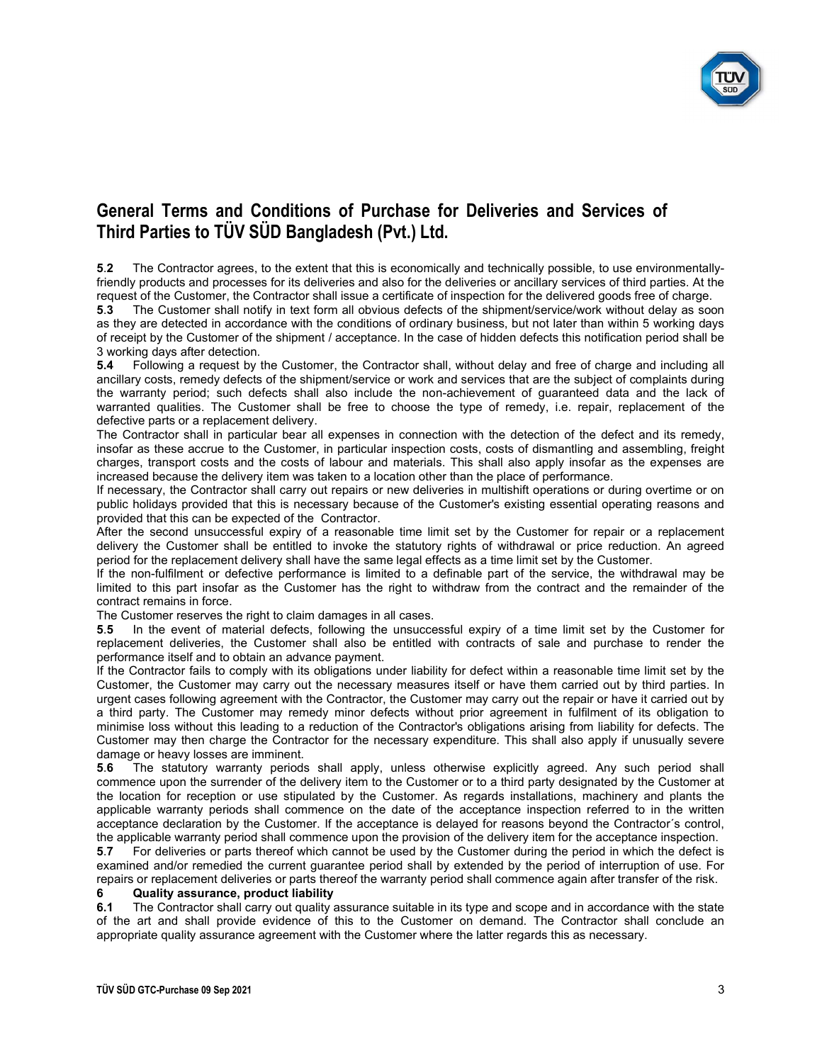# General Terms and Conditions of Purchase for Deliveries and Services of Third Parties to TÜV SÜD Bangladesh (Pvt.) Ltd.

**5.2** The Contractor agrees, to the extent that this is economically and technically possible, to use environmentally-friendly products and processes for its deliveries and also for the deliveries or ancillary services of third parties. At the request of the Customer, the Contractor shall issue a certificate of inspection for the delivered goods free of charge.

**5.3** The Customer shall notify in text form all obvious defects of the shipment/service/work without delay as soon as they are detected in accordance with the conditions of ordinary business, but not later than within 5 working days of receipt by the Customer of the shipment / acceptance. In the case of hidden defects this notification period shall be 3 working days after detection.

**5.4** Following a request by the Customer, the Contractor shall, without delay and free of charge and including all ancillary costs, remedy defects of the shipment/service or work and services that are the subject of complaints during the warranty period; such defects shall also include the non-achievement of guaranteed data and the lack of warranted qualities. The Customer shall be free to choose the type of remedy, i.e. repair, replacement of the defective parts or a replacement delivery.

The Contractor shall in particular bear all expenses in connection with the detection of the defect and its remedy, insofar as these accrue to the Customer, in particular inspection costs, costs of dismantling and assembling, freight charges, transport costs and the costs of labour and materials. This shall also apply insofar as the expenses are increased because the delivery item was taken to a location other than the place of performance.

If necessary, the Contractor shall carry out repairs or new deliveries in multishift operations or during overtime or on public holidays provided that this is necessary because of the Customer's existing essential operating reasons and provided that this can be expected of the Contractor.

After the second unsuccessful expiry of a reasonable time limit set by the Customer for repair or a replacement delivery the Customer shall be entitled to invoke the statutory rights of withdrawal or price reduction. An agreed period for the replacement delivery shall have the same legal effects as a time limit set by the Customer.

If the non-fulfilment or defective performance is limited to a definable part of the service, the withdrawal may be limited to this part insofar as the Customer has the right to withdraw from the contract and the remainder of the contract remains in force.

The Customer reserves the right to claim damages in all cases.

**5.5** In the event of material defects, following the unsuccessful expiry of a time limit set by the Customer for replacement deliveries, the Customer shall also be entitled with contracts of sale and purchase to render the performance itself and to obtain an advance payment.

If the Contractor fails to comply with its obligations under liability for defect within a reasonable time limit set by the Customer, the Customer may carry out the necessary measures itself or have them carried out by third parties. In urgent cases following agreement with the Contractor, the Customer may carry out the repair or have it carried out by a third party. The Customer may remedy minor defects without prior agreement in fulfilment of its obligation to minimise loss without this leading to a reduction of the Contractor's obligations arising from liability for defects. The Customer may then charge the Contractor for the necessary expenditure. This shall also apply if unusually severe damage or heavy losses are imminent.

**5.6** The statutory warranty periods shall apply, unless otherwise explicitly agreed. Any such period shall commence upon the surrender of the delivery item to the Customer or to a third party designated by the Customer at the location for reception or use stipulated by the Customer. As regards installations, machinery and plants the applicable warranty periods shall commence on the date of the acceptance inspection referred to in the written acceptance declaration by the Customer. If the acceptance is delayed for reasons beyond the Contractor´s control, the applicable warranty period shall commence upon the provision of the delivery item for the acceptance inspection.

**5.7** For deliveries or parts thereof which cannot be used by the Customer during the period in which the defect is examined and/or remedied the current guarantee period shall by extended by the period of interruption of use. For repairs or replacement deliveries or parts thereof the warranty period shall commence again after transfer of the risk.

## 6 Quality assurance, product liability

**6.1** The Contractor shall carry out quality assurance suitable in its type and scope and in accordance with the state of the art and shall provide evidence of this to the Customer on demand. The Contractor shall conclude an appropriate quality assurance agreement with the Customer where the latter regards this as necessary.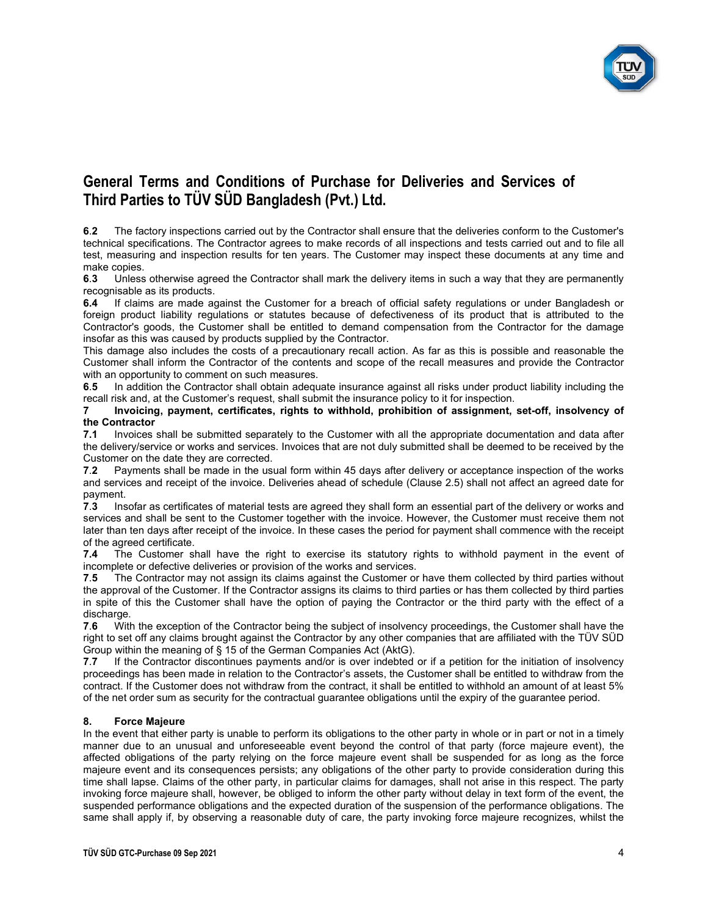# General Terms and Conditions of Purchase for Deliveries and Services of Third Parties to TÜV SÜD Bangladesh (Pvt.) Ltd.

**6.2** The factory inspections carried out by the Contractor shall ensure that the deliveries conform to the Customer's technical specifications. The Contractor agrees to make records of all inspections and tests carried out and to file all test, measuring and inspection results for ten years. The Customer may inspect these documents at any time and make copies.

**6.3** Unless otherwise agreed the Contractor shall mark the delivery items in such a way that they are permanently recognisable as its products.

**6.4** If claims are made against the Customer for a breach of official safety regulations or under Bangladesh or foreign product liability regulations or statutes because of defectiveness of its product that is attributed to the Contractor's goods, the Customer shall be entitled to demand compensation from the Contractor for the damage insofar as this was caused by products supplied by the Contractor.

This damage also includes the costs of a precautionary recall action. As far as this is possible and reasonable the Customer shall inform the Contractor of the contents and scope of the recall measures and provide the Contractor with an opportunity to comment on such measures.

**6.5** In addition the Contractor shall obtain adequate insurance against all risks under product liability including the recall risk and, at the Customer's request, shall submit the insurance policy to it for inspection.

## 7 Invoicing, payment, certificates, rights to withhold, prohibition of assignment, set-off, insolvency of the Contractor

**7.1** Invoices shall be submitted separately to the Customer with all the appropriate documentation and data after the delivery/service or works and services. Invoices that are not duly submitted shall be deemed to be received by the Customer on the date they are corrected.

**7.2** Payments shall be made in the usual form within 45 days after delivery or acceptance inspection of the works and services and receipt of the invoice. Deliveries ahead of schedule (Clause 2.5) shall not affect an agreed date for payment.

**7.3** Insofar as certificates of material tests are agreed they shall form an essential part of the delivery or works and services and shall be sent to the Customer together with the invoice. However, the Customer must receive them not later than ten days after receipt of the invoice. In these cases the period for payment shall commence with the receipt of the agreed certificate.

**7.4** The Customer shall have the right to exercise its statutory rights to withhold payment in the event of incomplete or defective deliveries or provision of the works and services.

**7.5** The Contractor may not assign its claims against the Customer or have them collected by third parties without the approval of the Customer. If the Contractor assigns its claims to third parties or has them collected by third parties in spite of this the Customer shall have the option of paying the Contractor or the third party with the effect of a discharge.

**7.6** With the exception of the Contractor being the subject of insolvency proceedings, the Customer shall have the right to set off any claims brought against the Contractor by any other companies that are affiliated with the TÜV SÜD Group within the meaning of § 15 of the German Companies Act (AktG).

**7.7** If the Contractor discontinues payments and/or is over indebted or if a petition for the initiation of insolvency proceedings has been made in relation to the Contractor's assets, the Customer shall be entitled to withdraw from the contract. If the Customer does not withdraw from the contract, it shall be entitled to withhold an amount of at least 5% of the net order sum as security for the contractual guarantee obligations until the expiry of the guarantee period.

## 8. Force Majeure

In the event that either party is unable to perform its obligations to the other party in whole or in part or not in a timely manner due to an unusual and unforeseeable event beyond the control of that party (force majeure event), the affected obligations of the party relying on the force majeure event shall be suspended for as long as the force majeure event and its consequences persists; any obligations of the other party to provide consideration during this time shall lapse. Claims of the other party, in particular claims for damages, shall not arise in this respect. The party invoking force majeure shall, however, be obliged to inform the other party without delay in text form of the event, the suspended performance obligations and the expected duration of the suspension of the performance obligations. The same shall apply if, by observing a reasonable duty of care, the party invoking force majeure recognizes, whilst the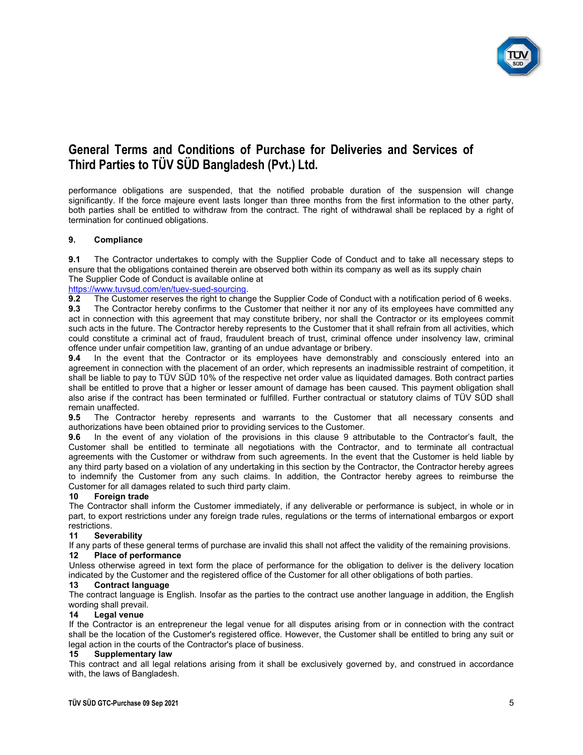# General Terms and Conditions of Purchase for Deliveries and Services of Third Parties to TÜV SÜD Bangladesh (Pvt.) Ltd.

performance obligations are suspended, that the notified probable duration of the suspension will change significantly. If the force majeure event lasts longer than three months from the first information to the other party, both parties shall be entitled to withdraw from the contract. The right of withdrawal shall be replaced by a right of termination for continued obligations.

## 9. Compliance

**9.1** The Contractor undertakes to comply with the Supplier Code of Conduct and to take all necessary steps to ensure that the obligations contained therein are observed both within its company as well as its supply chain
The Supplier Code of Conduct is available online at
https://www.tuvsud.com/en/tuev-sued-sourcing.

**9.2** The Customer reserves the right to change the Supplier Code of Conduct with a notification period of 6 weeks.

**9.3** The Contractor hereby confirms to the Customer that neither it nor any of its employees have committed any act in connection with this agreement that may constitute bribery, nor shall the Contractor or its employees commit such acts in the future. The Contractor hereby represents to the Customer that it shall refrain from all activities, which could constitute a criminal act of fraud, fraudulent breach of trust, criminal offence under insolvency law, criminal offence under unfair competition law, granting of an undue advantage or bribery.

**9.4** In the event that the Contractor or its employees have demonstrably and consciously entered into an agreement in connection with the placement of an order, which represents an inadmissible restraint of competition, it shall be liable to pay to TÜV SÜD 10% of the respective net order value as liquidated damages. Both contract parties shall be entitled to prove that a higher or lesser amount of damage has been caused. This payment obligation shall also arise if the contract has been terminated or fulfilled. Further contractual or statutory claims of TÜV SÜD shall remain unaffected.

**9.5** The Contractor hereby represents and warrants to the Customer that all necessary consents and authorizations have been obtained prior to providing services to the Customer.

**9.6** In the event of any violation of the provisions in this clause 9 attributable to the Contractor's fault, the Customer shall be entitled to terminate all negotiations with the Contractor, and to terminate all contractual agreements with the Customer or withdraw from such agreements. In the event that the Customer is held liable by any third party based on a violation of any undertaking in this section by the Contractor, the Contractor hereby agrees to indemnify the Customer from any such claims. In addition, the Contractor hereby agrees to reimburse the Customer for all damages related to such third party claim.

## 10 Foreign trade

The Contractor shall inform the Customer immediately, if any deliverable or performance is subject, in whole or in part, to export restrictions under any foreign trade rules, regulations or the terms of international embargos or export restrictions.

## 11 Severability

If any parts of these general terms of purchase are invalid this shall not affect the validity of the remaining provisions.

## 12 Place of performance

Unless otherwise agreed in text form the place of performance for the obligation to deliver is the delivery location indicated by the Customer and the registered office of the Customer for all other obligations of both parties.

## 13 Contract language

The contract language is English. Insofar as the parties to the contract use another language in addition, the English wording shall prevail.

## 14 Legal venue

If the Contractor is an entrepreneur the legal venue for all disputes arising from or in connection with the contract shall be the location of the Customer's registered office. However, the Customer shall be entitled to bring any suit or legal action in the courts of the Contractor's place of business.

## 15 Supplementary law

This contract and all legal relations arising from it shall be exclusively governed by, and construed in accordance with, the laws of Bangladesh.